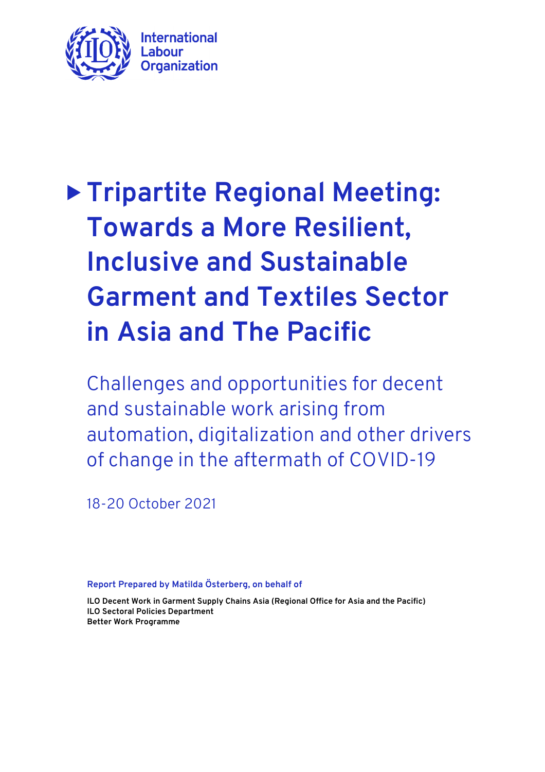International Labour Organization

# Tripartite Regional Meeting: Towards a More Resilient, Inclusive and Sustainable Garment and Textiles Sector in Asia and The Pacific

## Challenges and opportunities for decent and sustainable work arising from automation, digitalization and other drivers of change in the aftermath of COVID-19

18-20 October 2021

**Report Prepared by Matilda Österberg, on behalf of**

**ILO Decent Work in Garment Supply Chains Asia (Regional Office for Asia and the Pacific)**
**ILO Sectoral Policies Department**
**Better Work Programme**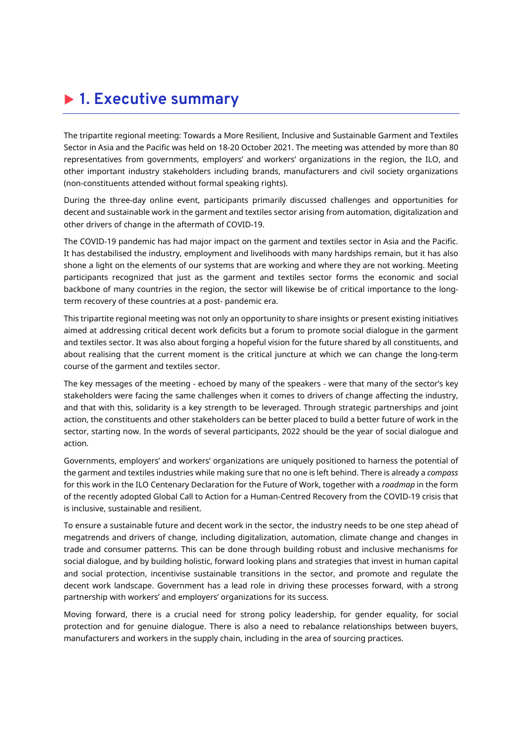# ▶ 1. Executive summary

The tripartite regional meeting: Towards a More Resilient, Inclusive and Sustainable Garment and Textiles Sector in Asia and the Pacific was held on 18-20 October 2021. The meeting was attended by more than 80 representatives from governments, employers' and workers' organizations in the region, the ILO, and other important industry stakeholders including brands, manufacturers and civil society organizations (non-constituents attended without formal speaking rights).

During the three-day online event, participants primarily discussed challenges and opportunities for decent and sustainable work in the garment and textiles sector arising from automation, digitalization and other drivers of change in the aftermath of COVID-19.

The COVID-19 pandemic has had major impact on the garment and textiles sector in Asia and the Pacific. It has destabilised the industry, employment and livelihoods with many hardships remain, but it has also shone a light on the elements of our systems that are working and where they are not working. Meeting participants recognized that just as the garment and textiles sector forms the economic and social backbone of many countries in the region, the sector will likewise be of critical importance to the long-term recovery of these countries at a post- pandemic era.

This tripartite regional meeting was not only an opportunity to share insights or present existing initiatives aimed at addressing critical decent work deficits but a forum to promote social dialogue in the garment and textiles sector. It was also about forging a hopeful vision for the future shared by all constituents, and about realising that the current moment is the critical juncture at which we can change the long-term course of the garment and textiles sector.

The key messages of the meeting - echoed by many of the speakers - were that many of the sector's key stakeholders were facing the same challenges when it comes to drivers of change affecting the industry, and that with this, solidarity is a key strength to be leveraged. Through strategic partnerships and joint action, the constituents and other stakeholders can be better placed to build a better future of work in the sector, starting now. In the words of several participants, 2022 should be the year of social dialogue and action.

Governments, employers' and workers' organizations are uniquely positioned to harness the potential of the garment and textiles industries while making sure that no one is left behind. There is already a *compass* for this work in the ILO Centenary Declaration for the Future of Work, together with a *roadmap* in the form of the recently adopted Global Call to Action for a Human-Centred Recovery from the COVID-19 crisis that is inclusive, sustainable and resilient.

To ensure a sustainable future and decent work in the sector, the industry needs to be one step ahead of megatrends and drivers of change, including digitalization, automation, climate change and changes in trade and consumer patterns. This can be done through building robust and inclusive mechanisms for social dialogue, and by building holistic, forward looking plans and strategies that invest in human capital and social protection, incentivise sustainable transitions in the sector, and promote and regulate the decent work landscape. Government has a lead role in driving these processes forward, with a strong partnership with workers' and employers' organizations for its success.

Moving forward, there is a crucial need for strong policy leadership, for gender equality, for social protection and for genuine dialogue. There is also a need to rebalance relationships between buyers, manufacturers and workers in the supply chain, including in the area of sourcing practices.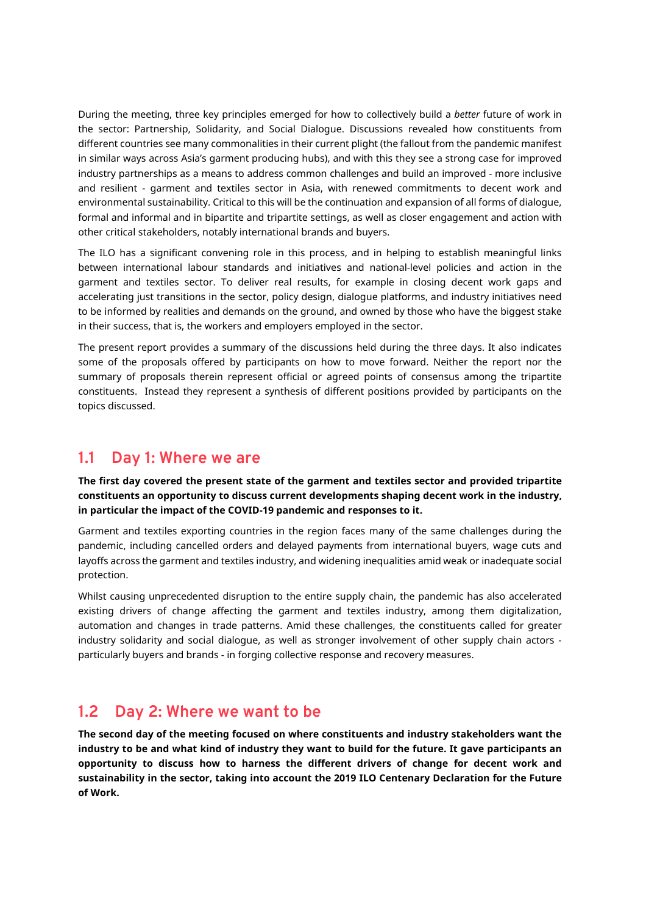During the meeting, three key principles emerged for how to collectively build a *better* future of work in the sector: Partnership, Solidarity, and Social Dialogue. Discussions revealed how constituents from different countries see many commonalities in their current plight (the fallout from the pandemic manifest in similar ways across Asia's garment producing hubs), and with this they see a strong case for improved industry partnerships as a means to address common challenges and build an improved - more inclusive and resilient - garment and textiles sector in Asia, with renewed commitments to decent work and environmental sustainability. Critical to this will be the continuation and expansion of all forms of dialogue, formal and informal and in bipartite and tripartite settings, as well as closer engagement and action with other critical stakeholders, notably international brands and buyers.

The ILO has a significant convening role in this process, and in helping to establish meaningful links between international labour standards and initiatives and national-level policies and action in the garment and textiles sector. To deliver real results, for example in closing decent work gaps and accelerating just transitions in the sector, policy design, dialogue platforms, and industry initiatives need to be informed by realities and demands on the ground, and owned by those who have the biggest stake in their success, that is, the workers and employers employed in the sector.

The present report provides a summary of the discussions held during the three days. It also indicates some of the proposals offered by participants on how to move forward. Neither the report nor the summary of proposals therein represent official or agreed points of consensus among the tripartite constituents. Instead they represent a synthesis of different positions provided by participants on the topics discussed.

## 1.1 Day 1: Where we are

**The first day covered the present state of the garment and textiles sector and provided tripartite constituents an opportunity to discuss current developments shaping decent work in the industry, in particular the impact of the COVID-19 pandemic and responses to it.**

Garment and textiles exporting countries in the region faces many of the same challenges during the pandemic, including cancelled orders and delayed payments from international buyers, wage cuts and layoffs across the garment and textiles industry, and widening inequalities amid weak or inadequate social protection.

Whilst causing unprecedented disruption to the entire supply chain, the pandemic has also accelerated existing drivers of change affecting the garment and textiles industry, among them digitalization, automation and changes in trade patterns. Amid these challenges, the constituents called for greater industry solidarity and social dialogue, as well as stronger involvement of other supply chain actors - particularly buyers and brands - in forging collective response and recovery measures.

## 1.2 Day 2: Where we want to be

**The second day of the meeting focused on where constituents and industry stakeholders want the industry to be and what kind of industry they want to build for the future. It gave participants an opportunity to discuss how to harness the different drivers of change for decent work and sustainability in the sector, taking into account the 2019 ILO Centenary Declaration for the Future of Work.**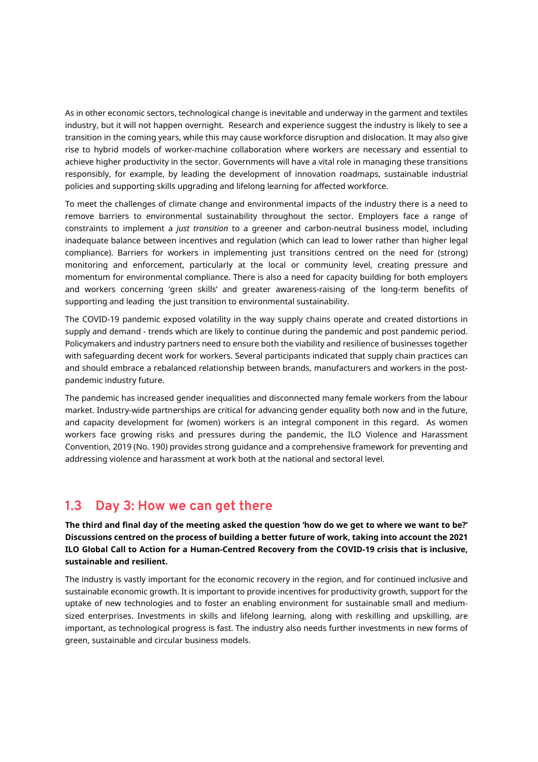As in other economic sectors, technological change is inevitable and underway in the garment and textiles industry, but it will not happen overnight.  Research and experience suggest the industry is likely to see a transition in the coming years, while this may cause workforce disruption and dislocation. It may also give rise to hybrid models of worker-machine collaboration where workers are necessary and essential to achieve higher productivity in the sector. Governments will have a vital role in managing these transitions responsibly, for example, by leading the development of innovation roadmaps, sustainable industrial policies and supporting skills upgrading and lifelong learning for affected workforce.

To meet the challenges of climate change and environmental impacts of the industry there is a need to remove barriers to environmental sustainability throughout the sector. Employers face a range of constraints to implement a *just transition* to a greener and carbon-neutral business model, including inadequate balance between incentives and regulation (which can lead to lower rather than higher legal compliance). Barriers for workers in implementing just transitions centred on the need for (strong) monitoring and enforcement, particularly at the local or community level, creating pressure and momentum for environmental compliance. There is also a need for capacity building for both employers and workers concerning 'green skills' and greater awareness-raising of the long-term benefits of supporting and leading  the just transition to environmental sustainability.

The COVID-19 pandemic exposed volatility in the way supply chains operate and created distortions in supply and demand - trends which are likely to continue during the pandemic and post pandemic period. Policymakers and industry partners need to ensure both the viability and resilience of businesses together with safeguarding decent work for workers. Several participants indicated that supply chain practices can and should embrace a rebalanced relationship between brands, manufacturers and workers in the post-pandemic industry future.

The pandemic has increased gender inequalities and disconnected many female workers from the labour market. Industry-wide partnerships are critical for advancing gender equality both now and in the future, and capacity development for (women) workers is an integral component in this regard.  As women workers face growing risks and pressures during the pandemic, the ILO Violence and Harassment Convention, 2019 (No. 190) provides strong guidance and a comprehensive framework for preventing and addressing violence and harassment at work both at the national and sectoral level.

## 1.3 Day 3: How we can get there

**The third and final day of the meeting asked the question 'how do we get to where we want to be?' Discussions centred on the process of building a better future of work, taking into account the 2021 ILO Global Call to Action for a Human-Centred Recovery from the COVID-19 crisis that is inclusive, sustainable and resilient.**

The industry is vastly important for the economic recovery in the region, and for continued inclusive and sustainable economic growth. It is important to provide incentives for productivity growth, support for the uptake of new technologies and to foster an enabling environment for sustainable small and medium-sized enterprises. Investments in skills and lifelong learning, along with reskilling and upskilling, are important, as technological progress is fast. The industry also needs further investments in new forms of green, sustainable and circular business models.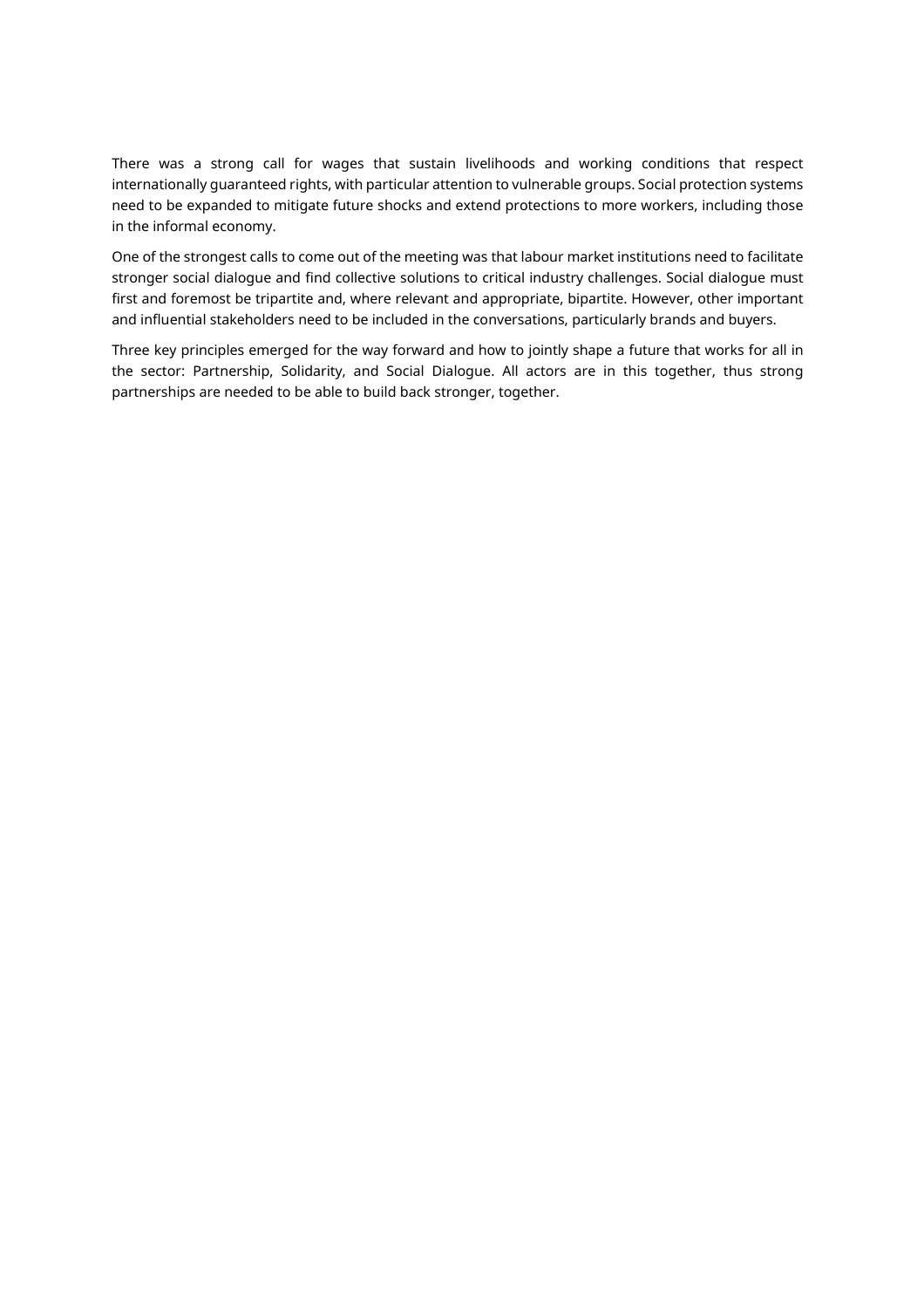There was a strong call for wages that sustain livelihoods and working conditions that respect internationally guaranteed rights, with particular attention to vulnerable groups. Social protection systems need to be expanded to mitigate future shocks and extend protections to more workers, including those in the informal economy.

One of the strongest calls to come out of the meeting was that labour market institutions need to facilitate stronger social dialogue and find collective solutions to critical industry challenges. Social dialogue must first and foremost be tripartite and, where relevant and appropriate, bipartite. However, other important and influential stakeholders need to be included in the conversations, particularly brands and buyers.

Three key principles emerged for the way forward and how to jointly shape a future that works for all in the sector: Partnership, Solidarity, and Social Dialogue. All actors are in this together, thus strong partnerships are needed to be able to build back stronger, together.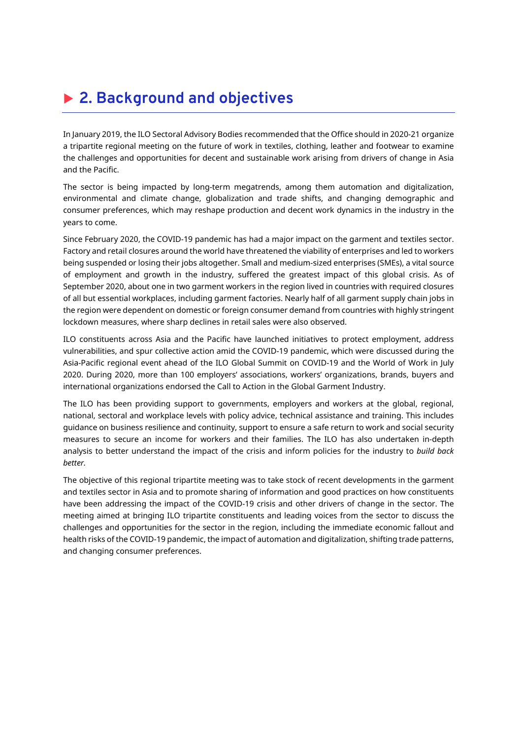## 2. Background and objectives

In January 2019, the ILO Sectoral Advisory Bodies recommended that the Office should in 2020-21 organize a tripartite regional meeting on the future of work in textiles, clothing, leather and footwear to examine the challenges and opportunities for decent and sustainable work arising from drivers of change in Asia and the Pacific.

The sector is being impacted by long-term megatrends, among them automation and digitalization, environmental and climate change, globalization and trade shifts, and changing demographic and consumer preferences, which may reshape production and decent work dynamics in the industry in the years to come.

Since February 2020, the COVID-19 pandemic has had a major impact on the garment and textiles sector. Factory and retail closures around the world have threatened the viability of enterprises and led to workers being suspended or losing their jobs altogether. Small and medium-sized enterprises (SMEs), a vital source of employment and growth in the industry, suffered the greatest impact of this global crisis. As of September 2020, about one in two garment workers in the region lived in countries with required closures of all but essential workplaces, including garment factories. Nearly half of all garment supply chain jobs in the region were dependent on domestic or foreign consumer demand from countries with highly stringent lockdown measures, where sharp declines in retail sales were also observed.

ILO constituents across Asia and the Pacific have launched initiatives to protect employment, address vulnerabilities, and spur collective action amid the COVID-19 pandemic, which were discussed during the Asia-Pacific regional event ahead of the ILO Global Summit on COVID-19 and the World of Work in July 2020. During 2020, more than 100 employers' associations, workers' organizations, brands, buyers and international organizations endorsed the Call to Action in the Global Garment Industry.

The ILO has been providing support to governments, employers and workers at the global, regional, national, sectoral and workplace levels with policy advice, technical assistance and training. This includes guidance on business resilience and continuity, support to ensure a safe return to work and social security measures to secure an income for workers and their families. The ILO has also undertaken in-depth analysis to better understand the impact of the crisis and inform policies for the industry to *build back better.*

The objective of this regional tripartite meeting was to take stock of recent developments in the garment and textiles sector in Asia and to promote sharing of information and good practices on how constituents have been addressing the impact of the COVID-19 crisis and other drivers of change in the sector. The meeting aimed at bringing ILO tripartite constituents and leading voices from the sector to discuss the challenges and opportunities for the sector in the region, including the immediate economic fallout and health risks of the COVID-19 pandemic, the impact of automation and digitalization, shifting trade patterns, and changing consumer preferences.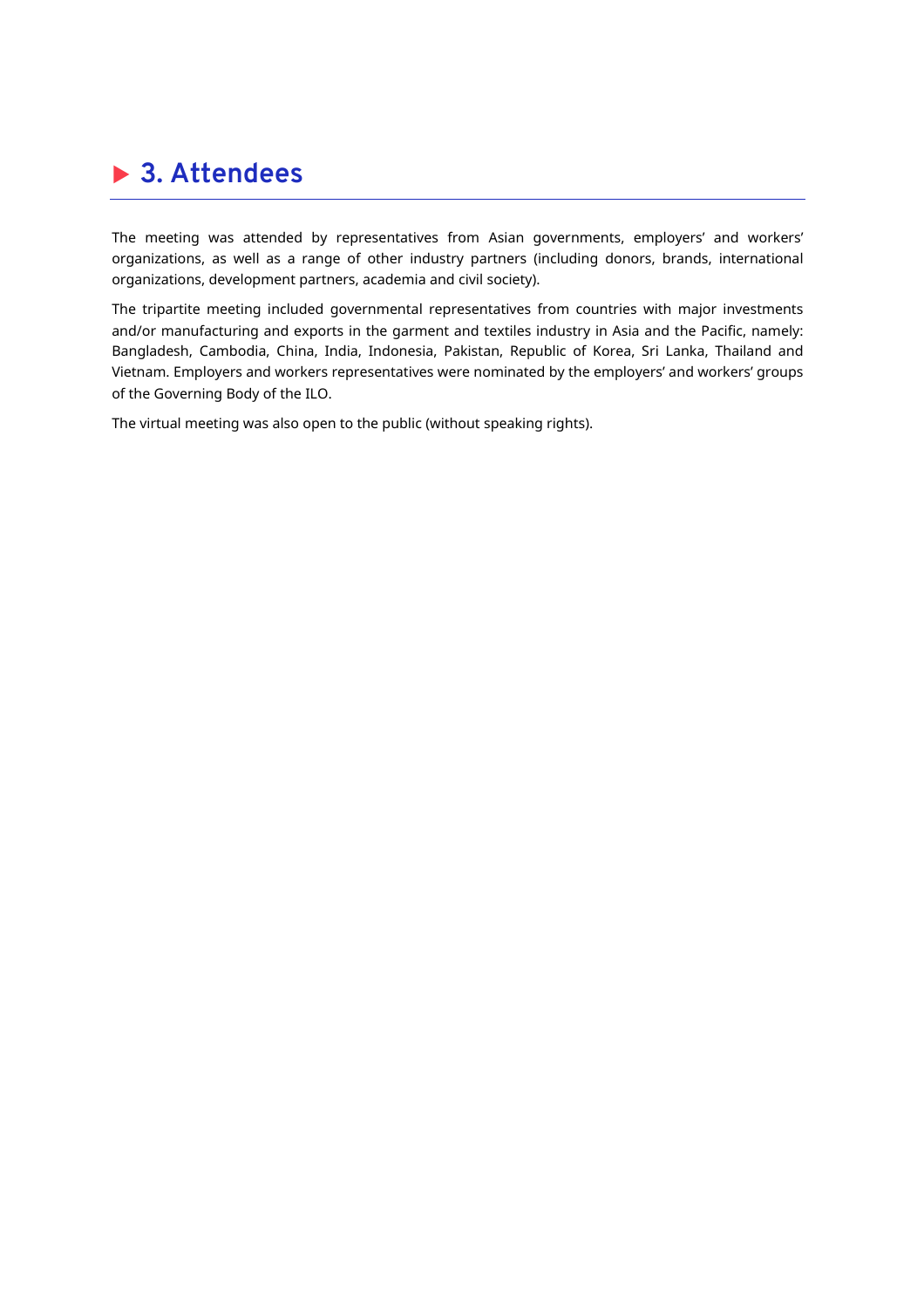# ▶ 3. Attendees

The meeting was attended by representatives from Asian governments, employers' and workers' organizations, as well as a range of other industry partners (including donors, brands, international organizations, development partners, academia and civil society).

The tripartite meeting included governmental representatives from countries with major investments and/or manufacturing and exports in the garment and textiles industry in Asia and the Pacific, namely: Bangladesh, Cambodia, China, India, Indonesia, Pakistan, Republic of Korea, Sri Lanka, Thailand and Vietnam. Employers and workers representatives were nominated by the employers' and workers' groups of the Governing Body of the ILO.

The virtual meeting was also open to the public (without speaking rights).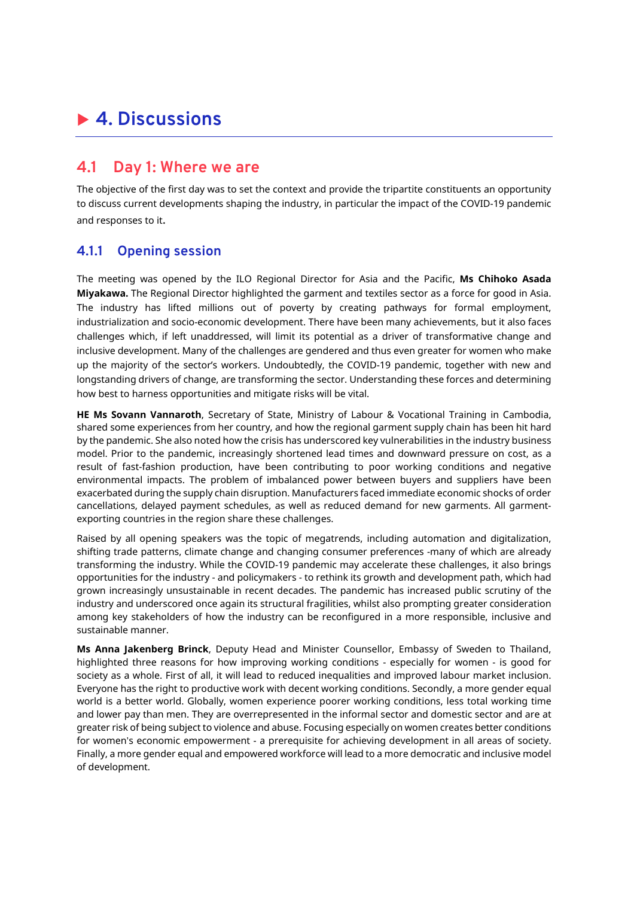# ▶ 4. Discussions

## 4.1 Day 1: Where we are

The objective of the first day was to set the context and provide the tripartite constituents an opportunity to discuss current developments shaping the industry, in particular the impact of the COVID-19 pandemic and responses to it.

### 4.1.1 Opening session

The meeting was opened by the ILO Regional Director for Asia and the Pacific, **Ms Chihoko Asada Miyakawa.** The Regional Director highlighted the garment and textiles sector as a force for good in Asia. The industry has lifted millions out of poverty by creating pathways for formal employment, industrialization and socio-economic development. There have been many achievements, but it also faces challenges which, if left unaddressed, will limit its potential as a driver of transformative change and inclusive development. Many of the challenges are gendered and thus even greater for women who make up the majority of the sector's workers. Undoubtedly, the COVID-19 pandemic, together with new and longstanding drivers of change, are transforming the sector. Understanding these forces and determining how best to harness opportunities and mitigate risks will be vital.

**HE Ms Sovann Vannaroth**, Secretary of State, Ministry of Labour & Vocational Training in Cambodia, shared some experiences from her country, and how the regional garment supply chain has been hit hard by the pandemic. She also noted how the crisis has underscored key vulnerabilities in the industry business model. Prior to the pandemic, increasingly shortened lead times and downward pressure on cost, as a result of fast-fashion production, have been contributing to poor working conditions and negative environmental impacts. The problem of imbalanced power between buyers and suppliers have been exacerbated during the supply chain disruption. Manufacturers faced immediate economic shocks of order cancellations, delayed payment schedules, as well as reduced demand for new garments. All garment-exporting countries in the region share these challenges.

Raised by all opening speakers was the topic of megatrends, including automation and digitalization, shifting trade patterns, climate change and changing consumer preferences -many of which are already transforming the industry. While the COVID-19 pandemic may accelerate these challenges, it also brings opportunities for the industry - and policymakers - to rethink its growth and development path, which had grown increasingly unsustainable in recent decades. The pandemic has increased public scrutiny of the industry and underscored once again its structural fragilities, whilst also prompting greater consideration among key stakeholders of how the industry can be reconfigured in a more responsible, inclusive and sustainable manner.

**Ms Anna Jakenberg Brinck**, Deputy Head and Minister Counsellor, Embassy of Sweden to Thailand, highlighted three reasons for how improving working conditions - especially for women - is good for society as a whole. First of all, it will lead to reduced inequalities and improved labour market inclusion. Everyone has the right to productive work with decent working conditions. Secondly, a more gender equal world is a better world. Globally, women experience poorer working conditions, less total working time and lower pay than men. They are overrepresented in the informal sector and domestic sector and are at greater risk of being subject to violence and abuse. Focusing especially on women creates better conditions for women's economic empowerment - a prerequisite for achieving development in all areas of society. Finally, a more gender equal and empowered workforce will lead to a more democratic and inclusive model of development.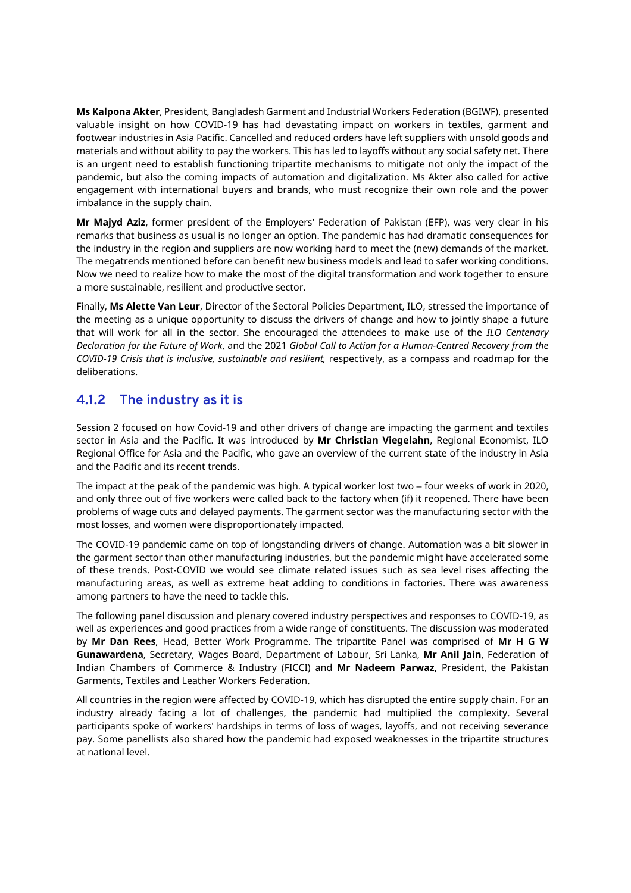**Ms Kalpona Akter**, President, Bangladesh Garment and Industrial Workers Federation (BGIWF), presented valuable insight on how COVID-19 has had devastating impact on workers in textiles, garment and footwear industries in Asia Pacific. Cancelled and reduced orders have left suppliers with unsold goods and materials and without ability to pay the workers. This has led to layoffs without any social safety net. There is an urgent need to establish functioning tripartite mechanisms to mitigate not only the impact of the pandemic, but also the coming impacts of automation and digitalization. Ms Akter also called for active engagement with international buyers and brands, who must recognize their own role and the power imbalance in the supply chain.

**Mr Majyd Aziz**, former president of the Employers' Federation of Pakistan (EFP), was very clear in his remarks that business as usual is no longer an option. The pandemic has had dramatic consequences for the industry in the region and suppliers are now working hard to meet the (new) demands of the market. The megatrends mentioned before can benefit new business models and lead to safer working conditions. Now we need to realize how to make the most of the digital transformation and work together to ensure a more sustainable, resilient and productive sector.

Finally, **Ms Alette Van Leur**, Director of the Sectoral Policies Department, ILO, stressed the importance of the meeting as a unique opportunity to discuss the drivers of change and how to jointly shape a future that will work for all in the sector. She encouraged the attendees to make use of the *ILO Centenary Declaration for the Future of Work*, and the 2021 *Global Call to Action for a Human-Centred Recovery from the COVID-19 Crisis that is inclusive, sustainable and resilient,* respectively, as a compass and roadmap for the deliberations.

### 4.1.2 The industry as it is

Session 2 focused on how Covid-19 and other drivers of change are impacting the garment and textiles sector in Asia and the Pacific. It was introduced by **Mr Christian Viegelahn**, Regional Economist, ILO Regional Office for Asia and the Pacific, who gave an overview of the current state of the industry in Asia and the Pacific and its recent trends.

The impact at the peak of the pandemic was high. A typical worker lost two – four weeks of work in 2020, and only three out of five workers were called back to the factory when (if) it reopened. There have been problems of wage cuts and delayed payments. The garment sector was the manufacturing sector with the most losses, and women were disproportionately impacted.

The COVID-19 pandemic came on top of longstanding drivers of change. Automation was a bit slower in the garment sector than other manufacturing industries, but the pandemic might have accelerated some of these trends. Post-COVID we would see climate related issues such as sea level rises affecting the manufacturing areas, as well as extreme heat adding to conditions in factories. There was awareness among partners to have the need to tackle this.

The following panel discussion and plenary covered industry perspectives and responses to COVID-19, as well as experiences and good practices from a wide range of constituents. The discussion was moderated by **Mr Dan Rees**, Head, Better Work Programme. The tripartite Panel was comprised of **Mr H G W Gunawardena**, Secretary, Wages Board, Department of Labour, Sri Lanka, **Mr Anil Jain**, Federation of Indian Chambers of Commerce & Industry (FICCI) and **Mr Nadeem Parwaz**, President, the Pakistan Garments, Textiles and Leather Workers Federation.

All countries in the region were affected by COVID-19, which has disrupted the entire supply chain. For an industry already facing a lot of challenges, the pandemic had multiplied the complexity. Several participants spoke of workers' hardships in terms of loss of wages, layoffs, and not receiving severance pay. Some panellists also shared how the pandemic had exposed weaknesses in the tripartite structures at national level.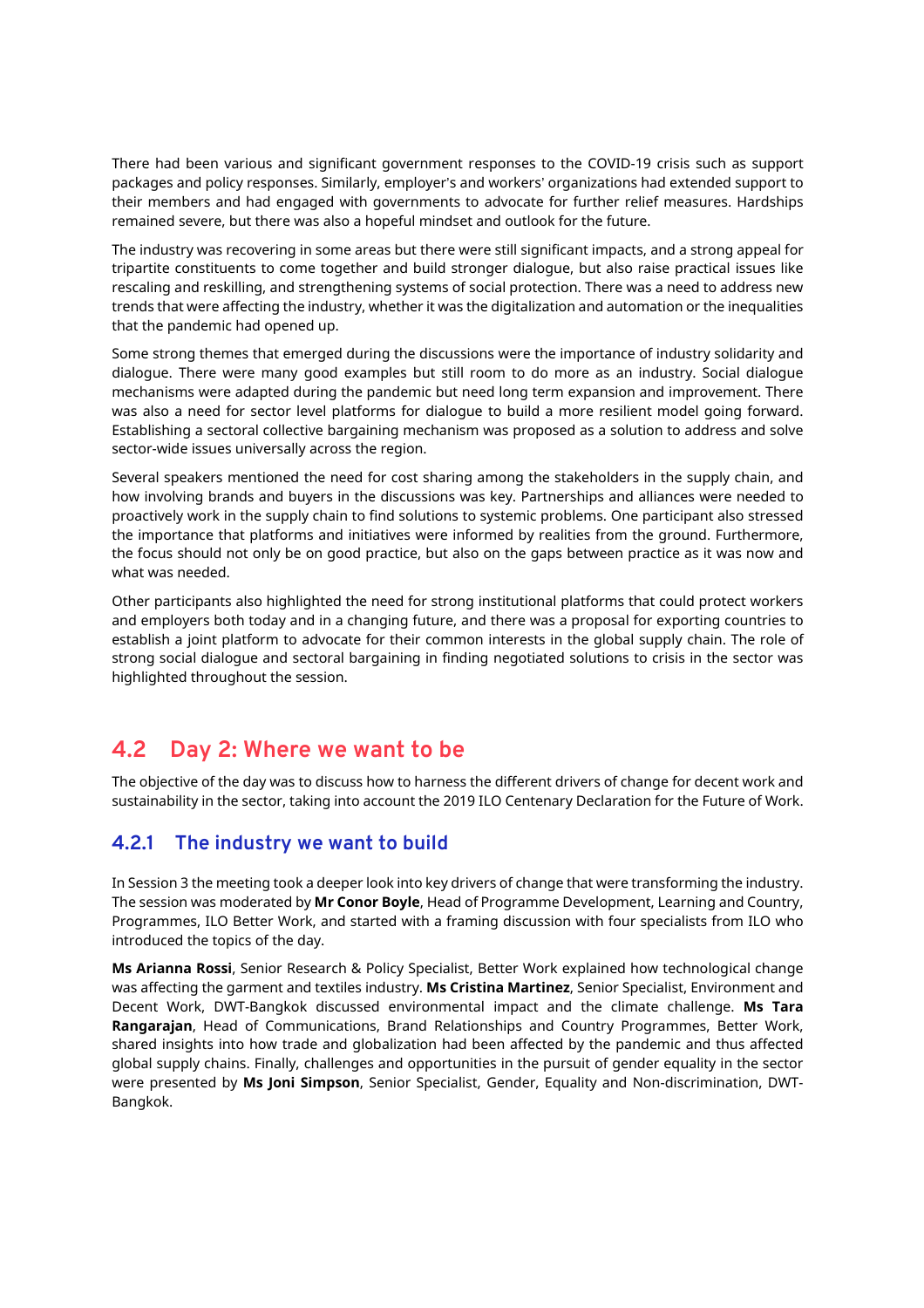There had been various and significant government responses to the COVID-19 crisis such as support packages and policy responses. Similarly, employer's and workers' organizations had extended support to their members and had engaged with governments to advocate for further relief measures. Hardships remained severe, but there was also a hopeful mindset and outlook for the future.

The industry was recovering in some areas but there were still significant impacts, and a strong appeal for tripartite constituents to come together and build stronger dialogue, but also raise practical issues like rescaling and reskilling, and strengthening systems of social protection. There was a need to address new trends that were affecting the industry, whether it was the digitalization and automation or the inequalities that the pandemic had opened up.

Some strong themes that emerged during the discussions were the importance of industry solidarity and dialogue. There were many good examples but still room to do more as an industry. Social dialogue mechanisms were adapted during the pandemic but need long term expansion and improvement. There was also a need for sector level platforms for dialogue to build a more resilient model going forward. Establishing a sectoral collective bargaining mechanism was proposed as a solution to address and solve sector-wide issues universally across the region.

Several speakers mentioned the need for cost sharing among the stakeholders in the supply chain, and how involving brands and buyers in the discussions was key. Partnerships and alliances were needed to proactively work in the supply chain to find solutions to systemic problems. One participant also stressed the importance that platforms and initiatives were informed by realities from the ground. Furthermore, the focus should not only be on good practice, but also on the gaps between practice as it was now and what was needed.

Other participants also highlighted the need for strong institutional platforms that could protect workers and employers both today and in a changing future, and there was a proposal for exporting countries to establish a joint platform to advocate for their common interests in the global supply chain. The role of strong social dialogue and sectoral bargaining in finding negotiated solutions to crisis in the sector was highlighted throughout the session.

## 4.2 Day 2: Where we want to be

The objective of the day was to discuss how to harness the different drivers of change for decent work and sustainability in the sector, taking into account the 2019 ILO Centenary Declaration for the Future of Work.

### 4.2.1 The industry we want to build

In Session 3 the meeting took a deeper look into key drivers of change that were transforming the industry. The session was moderated by **Mr Conor Boyle**, Head of Programme Development, Learning and Country, Programmes, ILO Better Work, and started with a framing discussion with four specialists from ILO who introduced the topics of the day.

**Ms Arianna Rossi**, Senior Research & Policy Specialist, Better Work explained how technological change was affecting the garment and textiles industry. **Ms Cristina Martinez**, Senior Specialist, Environment and Decent Work, DWT-Bangkok discussed environmental impact and the climate challenge. **Ms Tara Rangarajan**, Head of Communications, Brand Relationships and Country Programmes, Better Work, shared insights into how trade and globalization had been affected by the pandemic and thus affected global supply chains. Finally, challenges and opportunities in the pursuit of gender equality in the sector were presented by **Ms Joni Simpson**, Senior Specialist, Gender, Equality and Non-discrimination, DWT-Bangkok.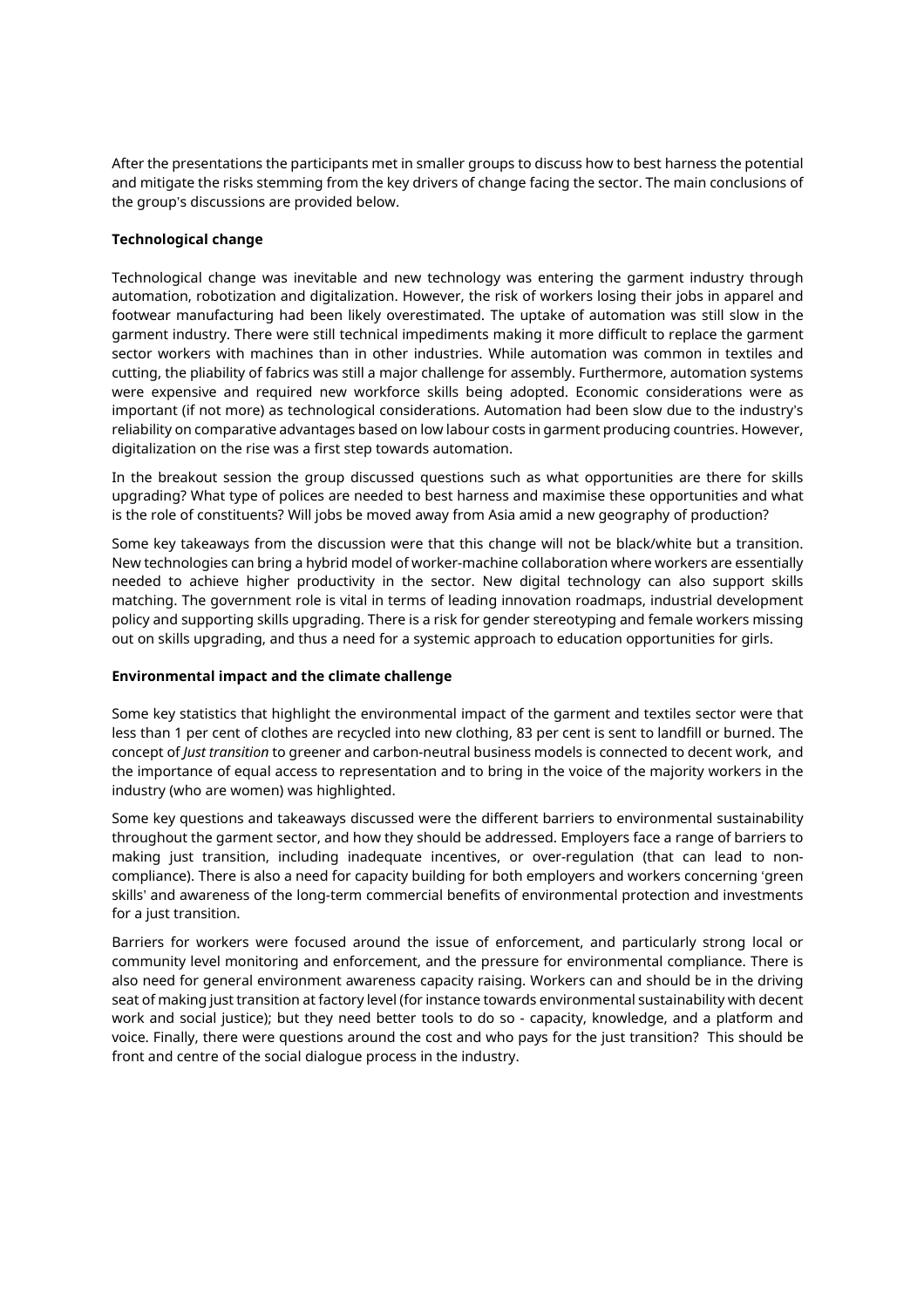After the presentations the participants met in smaller groups to discuss how to best harness the potential and mitigate the risks stemming from the key drivers of change facing the sector. The main conclusions of the group's discussions are provided below.

**Technological change**

Technological change was inevitable and new technology was entering the garment industry through automation, robotization and digitalization. However, the risk of workers losing their jobs in apparel and footwear manufacturing had been likely overestimated. The uptake of automation was still slow in the garment industry. There were still technical impediments making it more difficult to replace the garment sector workers with machines than in other industries. While automation was common in textiles and cutting, the pliability of fabrics was still a major challenge for assembly. Furthermore, automation systems were expensive and required new workforce skills being adopted. Economic considerations were as important (if not more) as technological considerations. Automation had been slow due to the industry's reliability on comparative advantages based on low labour costs in garment producing countries. However, digitalization on the rise was a first step towards automation.

In the breakout session the group discussed questions such as what opportunities are there for skills upgrading? What type of polices are needed to best harness and maximise these opportunities and what is the role of constituents? Will jobs be moved away from Asia amid a new geography of production?

Some key takeaways from the discussion were that this change will not be black/white but a transition. New technologies can bring a hybrid model of worker-machine collaboration where workers are essentially needed to achieve higher productivity in the sector. New digital technology can also support skills matching. The government role is vital in terms of leading innovation roadmaps, industrial development policy and supporting skills upgrading. There is a risk for gender stereotyping and female workers missing out on skills upgrading, and thus a need for a systemic approach to education opportunities for girls.

**Environmental impact and the climate challenge**

Some key statistics that highlight the environmental impact of the garment and textiles sector were that less than 1 per cent of clothes are recycled into new clothing, 83 per cent is sent to landfill or burned. The concept of *Just transition* to greener and carbon-neutral business models is connected to decent work, and the importance of equal access to representation and to bring in the voice of the majority workers in the industry (who are women) was highlighted.

Some key questions and takeaways discussed were the different barriers to environmental sustainability throughout the garment sector, and how they should be addressed. Employers face a range of barriers to making just transition, including inadequate incentives, or over-regulation (that can lead to non-compliance). There is also a need for capacity building for both employers and workers concerning 'green skills' and awareness of the long-term commercial benefits of environmental protection and investments for a just transition.

Barriers for workers were focused around the issue of enforcement, and particularly strong local or community level monitoring and enforcement, and the pressure for environmental compliance. There is also need for general environment awareness capacity raising. Workers can and should be in the driving seat of making just transition at factory level (for instance towards environmental sustainability with decent work and social justice); but they need better tools to do so - capacity, knowledge, and a platform and voice. Finally, there were questions around the cost and who pays for the just transition? This should be front and centre of the social dialogue process in the industry.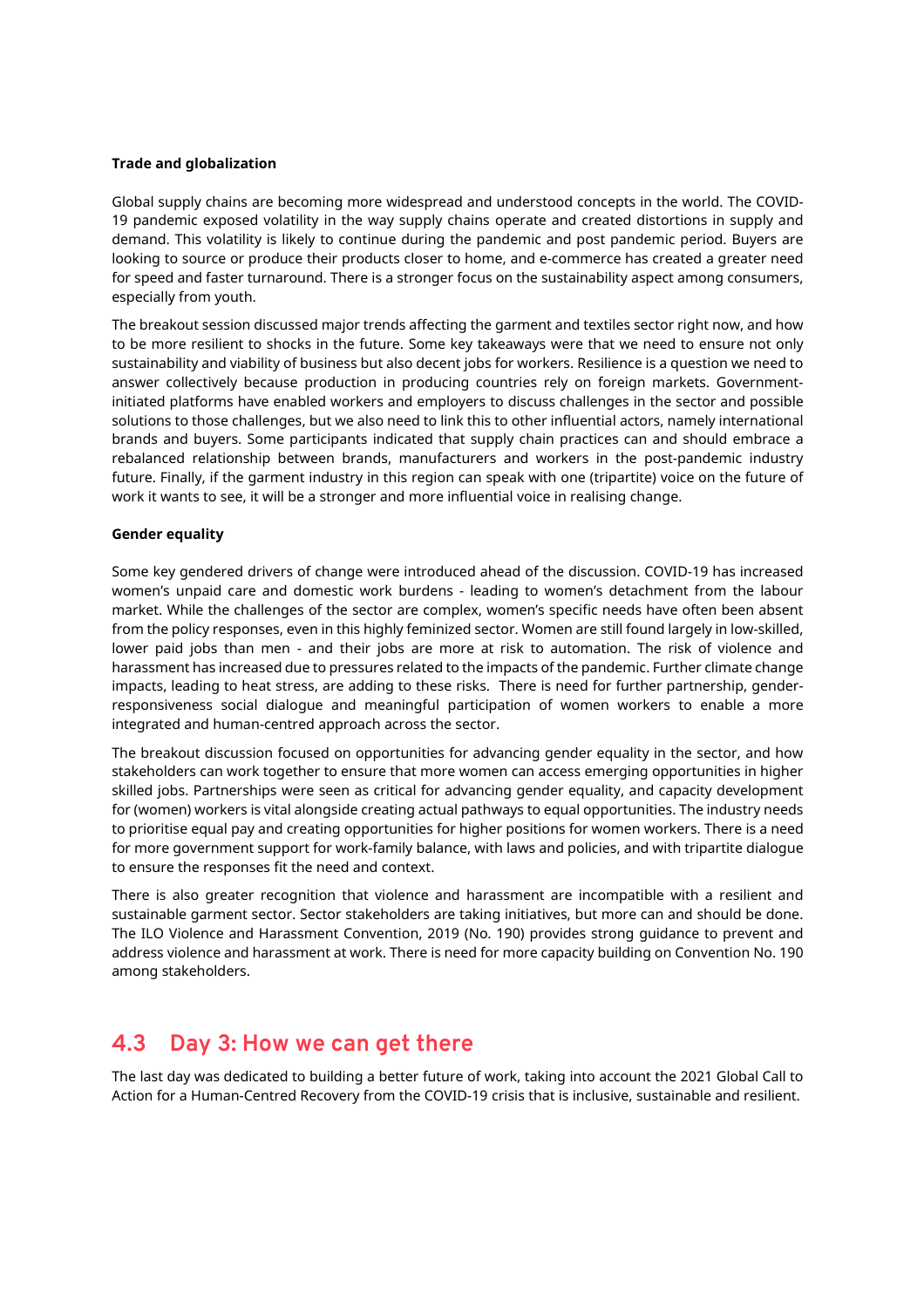**Trade and globalization**

Global supply chains are becoming more widespread and understood concepts in the world. The COVID-19 pandemic exposed volatility in the way supply chains operate and created distortions in supply and demand. This volatility is likely to continue during the pandemic and post pandemic period. Buyers are looking to source or produce their products closer to home, and e-commerce has created a greater need for speed and faster turnaround. There is a stronger focus on the sustainability aspect among consumers, especially from youth.

The breakout session discussed major trends affecting the garment and textiles sector right now, and how to be more resilient to shocks in the future. Some key takeaways were that we need to ensure not only sustainability and viability of business but also decent jobs for workers. Resilience is a question we need to answer collectively because production in producing countries rely on foreign markets. Government-initiated platforms have enabled workers and employers to discuss challenges in the sector and possible solutions to those challenges, but we also need to link this to other influential actors, namely international brands and buyers. Some participants indicated that supply chain practices can and should embrace a rebalanced relationship between brands, manufacturers and workers in the post-pandemic industry future. Finally, if the garment industry in this region can speak with one (tripartite) voice on the future of work it wants to see, it will be a stronger and more influential voice in realising change.

**Gender equality**

Some key gendered drivers of change were introduced ahead of the discussion. COVID-19 has increased women's unpaid care and domestic work burdens - leading to women's detachment from the labour market. While the challenges of the sector are complex, women's specific needs have often been absent from the policy responses, even in this highly feminized sector. Women are still found largely in low-skilled, lower paid jobs than men - and their jobs are more at risk to automation. The risk of violence and harassment has increased due to pressures related to the impacts of the pandemic. Further climate change impacts, leading to heat stress, are adding to these risks. There is need for further partnership, gender-responsiveness social dialogue and meaningful participation of women workers to enable a more integrated and human-centred approach across the sector.

The breakout discussion focused on opportunities for advancing gender equality in the sector, and how stakeholders can work together to ensure that more women can access emerging opportunities in higher skilled jobs. Partnerships were seen as critical for advancing gender equality, and capacity development for (women) workers is vital alongside creating actual pathways to equal opportunities. The industry needs to prioritise equal pay and creating opportunities for higher positions for women workers. There is a need for more government support for work-family balance, with laws and policies, and with tripartite dialogue to ensure the responses fit the need and context.

There is also greater recognition that violence and harassment are incompatible with a resilient and sustainable garment sector. Sector stakeholders are taking initiatives, but more can and should be done. The ILO Violence and Harassment Convention, 2019 (No. 190) provides strong guidance to prevent and address violence and harassment at work. There is need for more capacity building on Convention No. 190 among stakeholders.

## 4.3 Day 3: How we can get there

The last day was dedicated to building a better future of work, taking into account the 2021 Global Call to Action for a Human-Centred Recovery from the COVID-19 crisis that is inclusive, sustainable and resilient.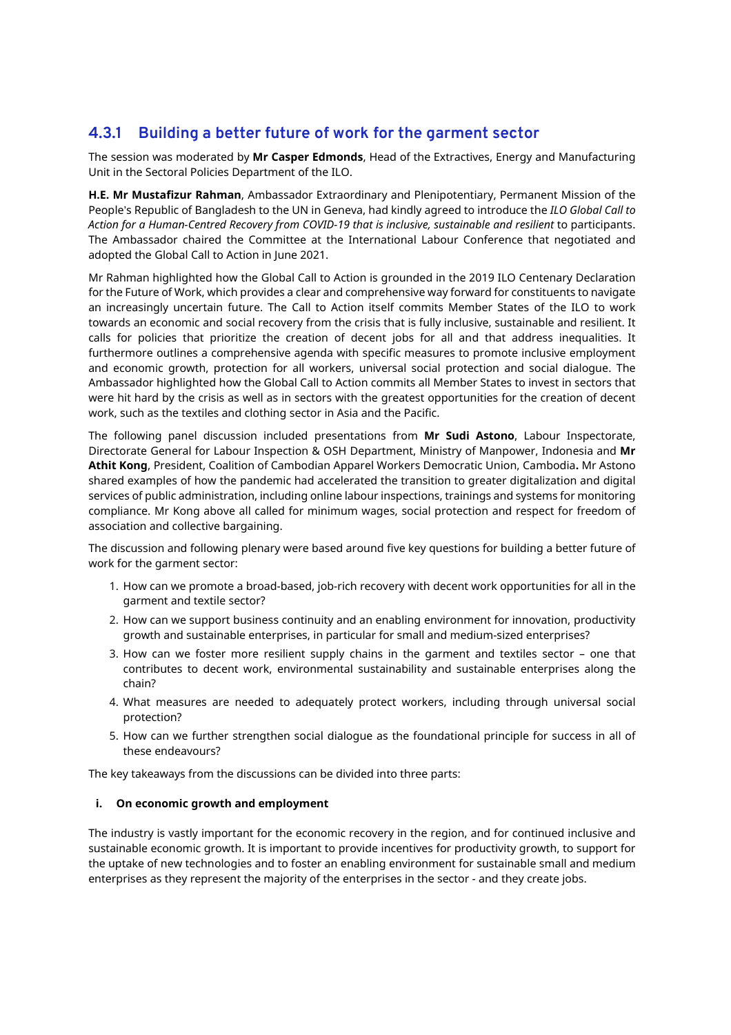### 4.3.1 Building a better future of work for the garment sector

The session was moderated by **Mr Casper Edmonds**, Head of the Extractives, Energy and Manufacturing Unit in the Sectoral Policies Department of the ILO.

**H.E. Mr Mustafizur Rahman**, Ambassador Extraordinary and Plenipotentiary, Permanent Mission of the People's Republic of Bangladesh to the UN in Geneva, had kindly agreed to introduce the *ILO Global Call to Action for a Human-Centred Recovery from COVID-19 that is inclusive, sustainable and resilient* to participants. The Ambassador chaired the Committee at the International Labour Conference that negotiated and adopted the Global Call to Action in June 2021.

Mr Rahman highlighted how the Global Call to Action is grounded in the 2019 ILO Centenary Declaration for the Future of Work, which provides a clear and comprehensive way forward for constituents to navigate an increasingly uncertain future. The Call to Action itself commits Member States of the ILO to work towards an economic and social recovery from the crisis that is fully inclusive, sustainable and resilient. It calls for policies that prioritize the creation of decent jobs for all and that address inequalities. It furthermore outlines a comprehensive agenda with specific measures to promote inclusive employment and economic growth, protection for all workers, universal social protection and social dialogue. The Ambassador highlighted how the Global Call to Action commits all Member States to invest in sectors that were hit hard by the crisis as well as in sectors with the greatest opportunities for the creation of decent work, such as the textiles and clothing sector in Asia and the Pacific.

The following panel discussion included presentations from **Mr Sudi Astono**, Labour Inspectorate, Directorate General for Labour Inspection & OSH Department, Ministry of Manpower, Indonesia and **Mr Athit Kong**, President, Coalition of Cambodian Apparel Workers Democratic Union, Cambodia**.** Mr Astono shared examples of how the pandemic had accelerated the transition to greater digitalization and digital services of public administration, including online labour inspections, trainings and systems for monitoring compliance. Mr Kong above all called for minimum wages, social protection and respect for freedom of association and collective bargaining.

The discussion and following plenary were based around five key questions for building a better future of work for the garment sector:

1. How can we promote a broad-based, job-rich recovery with decent work opportunities for all in the garment and textile sector?
2. How can we support business continuity and an enabling environment for innovation, productivity growth and sustainable enterprises, in particular for small and medium-sized enterprises?
3. How can we foster more resilient supply chains in the garment and textiles sector – one that contributes to decent work, environmental sustainability and sustainable enterprises along the chain?
4. What measures are needed to adequately protect workers, including through universal social protection?
5. How can we further strengthen social dialogue as the foundational principle for success in all of these endeavours?

The key takeaways from the discussions can be divided into three parts:

#### i. On economic growth and employment

The industry is vastly important for the economic recovery in the region, and for continued inclusive and sustainable economic growth. It is important to provide incentives for productivity growth, to support for the uptake of new technologies and to foster an enabling environment for sustainable small and medium enterprises as they represent the majority of the enterprises in the sector - and they create jobs.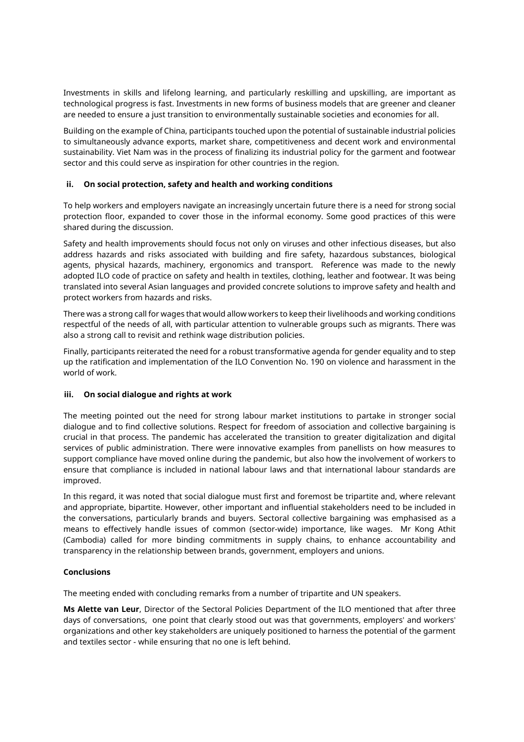Investments in skills and lifelong learning, and particularly reskilling and upskilling, are important as technological progress is fast. Investments in new forms of business models that are greener and cleaner are needed to ensure a just transition to environmentally sustainable societies and economies for all.

Building on the example of China, participants touched upon the potential of sustainable industrial policies to simultaneously advance exports, market share, competitiveness and decent work and environmental sustainability. Viet Nam was in the process of finalizing its industrial policy for the garment and footwear sector and this could serve as inspiration for other countries in the region.

**ii. On social protection, safety and health and working conditions**

To help workers and employers navigate an increasingly uncertain future there is a need for strong social protection floor, expanded to cover those in the informal economy. Some good practices of this were shared during the discussion.

Safety and health improvements should focus not only on viruses and other infectious diseases, but also address hazards and risks associated with building and fire safety, hazardous substances, biological agents, physical hazards, machinery, ergonomics and transport. Reference was made to the newly adopted ILO code of practice on safety and health in textiles, clothing, leather and footwear. It was being translated into several Asian languages and provided concrete solutions to improve safety and health and protect workers from hazards and risks.

There was a strong call for wages that would allow workers to keep their livelihoods and working conditions respectful of the needs of all, with particular attention to vulnerable groups such as migrants. There was also a strong call to revisit and rethink wage distribution policies.

Finally, participants reiterated the need for a robust transformative agenda for gender equality and to step up the ratification and implementation of the ILO Convention No. 190 on violence and harassment in the world of work.

**iii. On social dialogue and rights at work**

The meeting pointed out the need for strong labour market institutions to partake in stronger social dialogue and to find collective solutions. Respect for freedom of association and collective bargaining is crucial in that process. The pandemic has accelerated the transition to greater digitalization and digital services of public administration. There were innovative examples from panellists on how measures to support compliance have moved online during the pandemic, but also how the involvement of workers to ensure that compliance is included in national labour laws and that international labour standards are improved.

In this regard, it was noted that social dialogue must first and foremost be tripartite and, where relevant and appropriate, bipartite. However, other important and influential stakeholders need to be included in the conversations, particularly brands and buyers. Sectoral collective bargaining was emphasised as a means to effectively handle issues of common (sector-wide) importance, like wages. Mr Kong Athit (Cambodia) called for more binding commitments in supply chains, to enhance accountability and transparency in the relationship between brands, government, employers and unions.

**Conclusions**

The meeting ended with concluding remarks from a number of tripartite and UN speakers.

**Ms Alette van Leur**, Director of the Sectoral Policies Department of the ILO mentioned that after three days of conversations, one point that clearly stood out was that governments, employers' and workers' organizations and other key stakeholders are uniquely positioned to harness the potential of the garment and textiles sector - while ensuring that no one is left behind.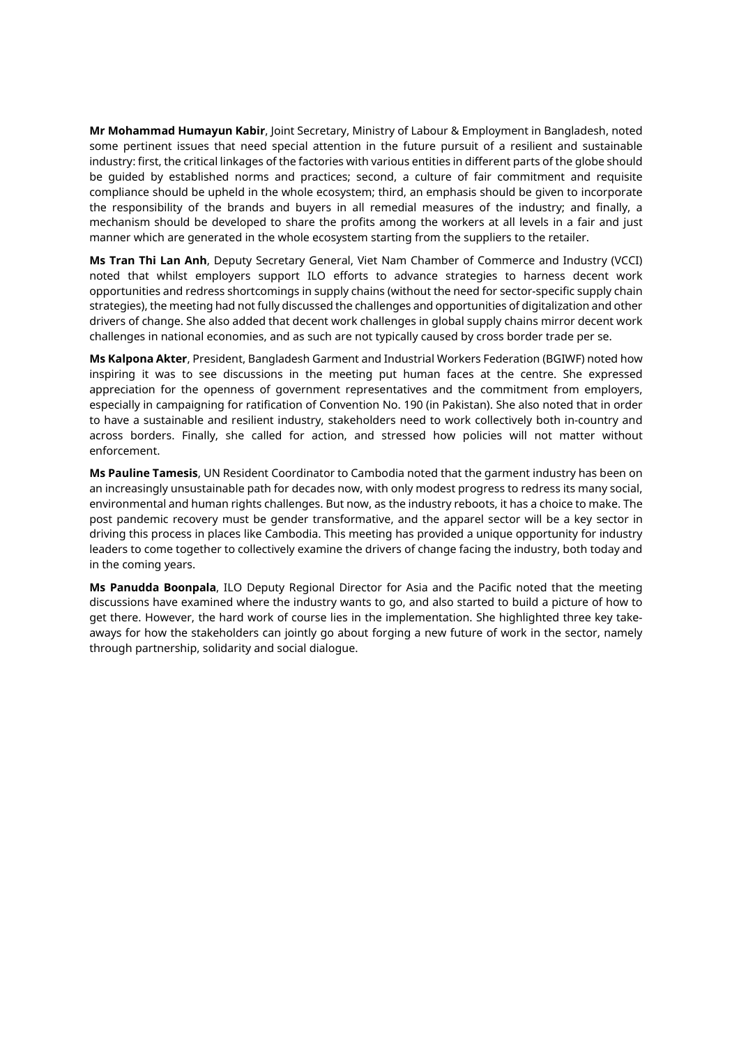**Mr Mohammad Humayun Kabir**, Joint Secretary, Ministry of Labour & Employment in Bangladesh, noted some pertinent issues that need special attention in the future pursuit of a resilient and sustainable industry: first, the critical linkages of the factories with various entities in different parts of the globe should be guided by established norms and practices; second, a culture of fair commitment and requisite compliance should be upheld in the whole ecosystem; third, an emphasis should be given to incorporate the responsibility of the brands and buyers in all remedial measures of the industry; and finally, a mechanism should be developed to share the profits among the workers at all levels in a fair and just manner which are generated in the whole ecosystem starting from the suppliers to the retailer.

**Ms Tran Thi Lan Anh**, Deputy Secretary General, Viet Nam Chamber of Commerce and Industry (VCCI) noted that whilst employers support ILO efforts to advance strategies to harness decent work opportunities and redress shortcomings in supply chains (without the need for sector-specific supply chain strategies), the meeting had not fully discussed the challenges and opportunities of digitalization and other drivers of change. She also added that decent work challenges in global supply chains mirror decent work challenges in national economies, and as such are not typically caused by cross border trade per se.

**Ms Kalpona Akter**, President, Bangladesh Garment and Industrial Workers Federation (BGIWF) noted how inspiring it was to see discussions in the meeting put human faces at the centre. She expressed appreciation for the openness of government representatives and the commitment from employers, especially in campaigning for ratification of Convention No. 190 (in Pakistan). She also noted that in order to have a sustainable and resilient industry, stakeholders need to work collectively both in-country and across borders. Finally, she called for action, and stressed how policies will not matter without enforcement.

**Ms Pauline Tamesis**, UN Resident Coordinator to Cambodia noted that the garment industry has been on an increasingly unsustainable path for decades now, with only modest progress to redress its many social, environmental and human rights challenges. But now, as the industry reboots, it has a choice to make. The post pandemic recovery must be gender transformative, and the apparel sector will be a key sector in driving this process in places like Cambodia. This meeting has provided a unique opportunity for industry leaders to come together to collectively examine the drivers of change facing the industry, both today and in the coming years.

**Ms Panudda Boonpala**, ILO Deputy Regional Director for Asia and the Pacific noted that the meeting discussions have examined where the industry wants to go, and also started to build a picture of how to get there. However, the hard work of course lies in the implementation. She highlighted three key take-aways for how the stakeholders can jointly go about forging a new future of work in the sector, namely through partnership, solidarity and social dialogue.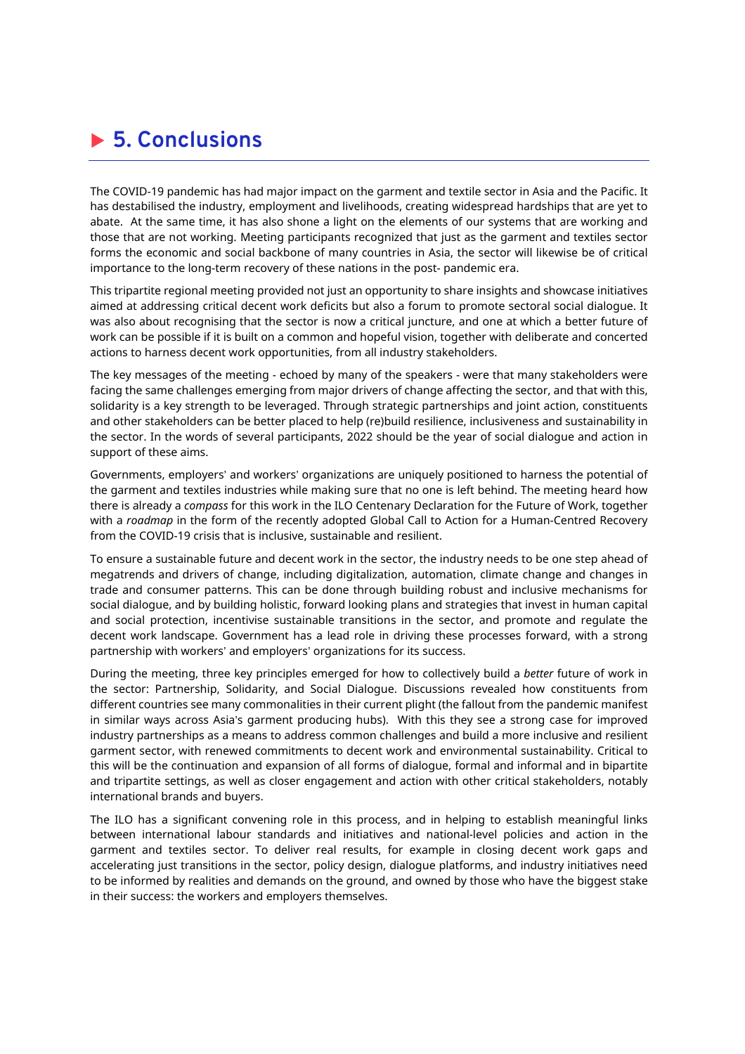# 5. Conclusions

The COVID-19 pandemic has had major impact on the garment and textile sector in Asia and the Pacific. It has destabilised the industry, employment and livelihoods, creating widespread hardships that are yet to abate. At the same time, it has also shone a light on the elements of our systems that are working and those that are not working. Meeting participants recognized that just as the garment and textiles sector forms the economic and social backbone of many countries in Asia, the sector will likewise be of critical importance to the long-term recovery of these nations in the post- pandemic era.

This tripartite regional meeting provided not just an opportunity to share insights and showcase initiatives aimed at addressing critical decent work deficits but also a forum to promote sectoral social dialogue. It was also about recognising that the sector is now a critical juncture, and one at which a better future of work can be possible if it is built on a common and hopeful vision, together with deliberate and concerted actions to harness decent work opportunities, from all industry stakeholders.

The key messages of the meeting - echoed by many of the speakers - were that many stakeholders were facing the same challenges emerging from major drivers of change affecting the sector, and that with this, solidarity is a key strength to be leveraged. Through strategic partnerships and joint action, constituents and other stakeholders can be better placed to help (re)build resilience, inclusiveness and sustainability in the sector. In the words of several participants, 2022 should be the year of social dialogue and action in support of these aims.

Governments, employers' and workers' organizations are uniquely positioned to harness the potential of the garment and textiles industries while making sure that no one is left behind. The meeting heard how there is already a *compass* for this work in the ILO Centenary Declaration for the Future of Work, together with a *roadmap* in the form of the recently adopted Global Call to Action for a Human-Centred Recovery from the COVID-19 crisis that is inclusive, sustainable and resilient.

To ensure a sustainable future and decent work in the sector, the industry needs to be one step ahead of megatrends and drivers of change, including digitalization, automation, climate change and changes in trade and consumer patterns. This can be done through building robust and inclusive mechanisms for social dialogue, and by building holistic, forward looking plans and strategies that invest in human capital and social protection, incentivise sustainable transitions in the sector, and promote and regulate the decent work landscape. Government has a lead role in driving these processes forward, with a strong partnership with workers' and employers' organizations for its success.

During the meeting, three key principles emerged for how to collectively build a *better* future of work in the sector: Partnership, Solidarity, and Social Dialogue. Discussions revealed how constituents from different countries see many commonalities in their current plight (the fallout from the pandemic manifest in similar ways across Asia's garment producing hubs). With this they see a strong case for improved industry partnerships as a means to address common challenges and build a more inclusive and resilient garment sector, with renewed commitments to decent work and environmental sustainability. Critical to this will be the continuation and expansion of all forms of dialogue, formal and informal and in bipartite and tripartite settings, as well as closer engagement and action with other critical stakeholders, notably international brands and buyers.

The ILO has a significant convening role in this process, and in helping to establish meaningful links between international labour standards and initiatives and national-level policies and action in the garment and textiles sector. To deliver real results, for example in closing decent work gaps and accelerating just transitions in the sector, policy design, dialogue platforms, and industry initiatives need to be informed by realities and demands on the ground, and owned by those who have the biggest stake in their success: the workers and employers themselves.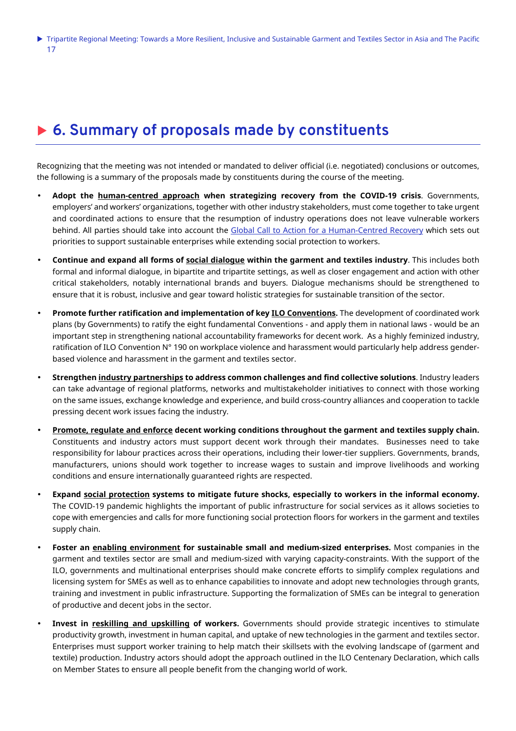# 6. Summary of proposals made by constituents

Recognizing that the meeting was not intended or mandated to deliver official (i.e. negotiated) conclusions or outcomes, the following is a summary of the proposals made by constituents during the course of the meeting.

- **Adopt the human-centred approach when strategizing recovery from the COVID-19 crisis**. Governments, employers' and workers' organizations, together with other industry stakeholders, must come together to take urgent and coordinated actions to ensure that the resumption of industry operations does not leave vulnerable workers behind. All parties should take into account the Global Call to Action for a Human-Centred Recovery which sets out priorities to support sustainable enterprises while extending social protection to workers.

- **Continue and expand all forms of social dialogue within the garment and textiles industry**. This includes both formal and informal dialogue, in bipartite and tripartite settings, as well as closer engagement and action with other critical stakeholders, notably international brands and buyers. Dialogue mechanisms should be strengthened to ensure that it is robust, inclusive and gear toward holistic strategies for sustainable transition of the sector.

- **Promote further ratification and implementation of key ILO Conventions.** The development of coordinated work plans (by Governments) to ratify the eight fundamental Conventions - and apply them in national laws - would be an important step in strengthening national accountability frameworks for decent work. As a highly feminized industry, ratification of ILO Convention N° 190 on workplace violence and harassment would particularly help address gender-based violence and harassment in the garment and textiles sector.

- **Strengthen industry partnerships to address common challenges and find collective solutions**. Industry leaders can take advantage of regional platforms, networks and multistakeholder initiatives to connect with those working on the same issues, exchange knowledge and experience, and build cross-country alliances and cooperation to tackle pressing decent work issues facing the industry.

- **Promote, regulate and enforce decent working conditions throughout the garment and textiles supply chain.** Constituents and industry actors must support decent work through their mandates. Businesses need to take responsibility for labour practices across their operations, including their lower-tier suppliers. Governments, brands, manufacturers, unions should work together to increase wages to sustain and improve livelihoods and working conditions and ensure internationally guaranteed rights are respected.

- **Expand social protection systems to mitigate future shocks, especially to workers in the informal economy.** The COVID-19 pandemic highlights the important of public infrastructure for social services as it allows societies to cope with emergencies and calls for more functioning social protection floors for workers in the garment and textiles supply chain.

- **Foster an enabling environment for sustainable small and medium-sized enterprises.** Most companies in the garment and textiles sector are small and medium-sized with varying capacity-constraints. With the support of the ILO, governments and multinational enterprises should make concrete efforts to simplify complex regulations and licensing system for SMEs as well as to enhance capabilities to innovate and adopt new technologies through grants, training and investment in public infrastructure. Supporting the formalization of SMEs can be integral to generation of productive and decent jobs in the sector.

- **Invest in reskilling and upskilling of workers.** Governments should provide strategic incentives to stimulate productivity growth, investment in human capital, and uptake of new technologies in the garment and textiles sector. Enterprises must support worker training to help match their skillsets with the evolving landscape of (garment and textile) production. Industry actors should adopt the approach outlined in the ILO Centenary Declaration, which calls on Member States to ensure all people benefit from the changing world of work.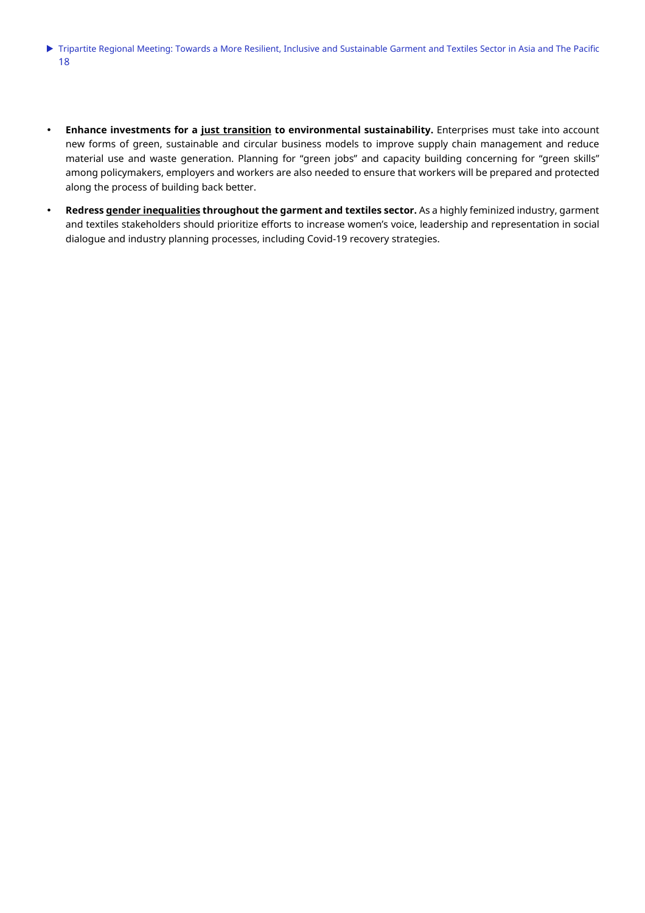- **Enhance investments for a just transition to environmental sustainability.** Enterprises must take into account new forms of green, sustainable and circular business models to improve supply chain management and reduce material use and waste generation. Planning for "green jobs" and capacity building concerning for "green skills" among policymakers, employers and workers are also needed to ensure that workers will be prepared and protected along the process of building back better.
- **Redress gender inequalities throughout the garment and textiles sector.** As a highly feminized industry, garment and textiles stakeholders should prioritize efforts to increase women's voice, leadership and representation in social dialogue and industry planning processes, including Covid-19 recovery strategies.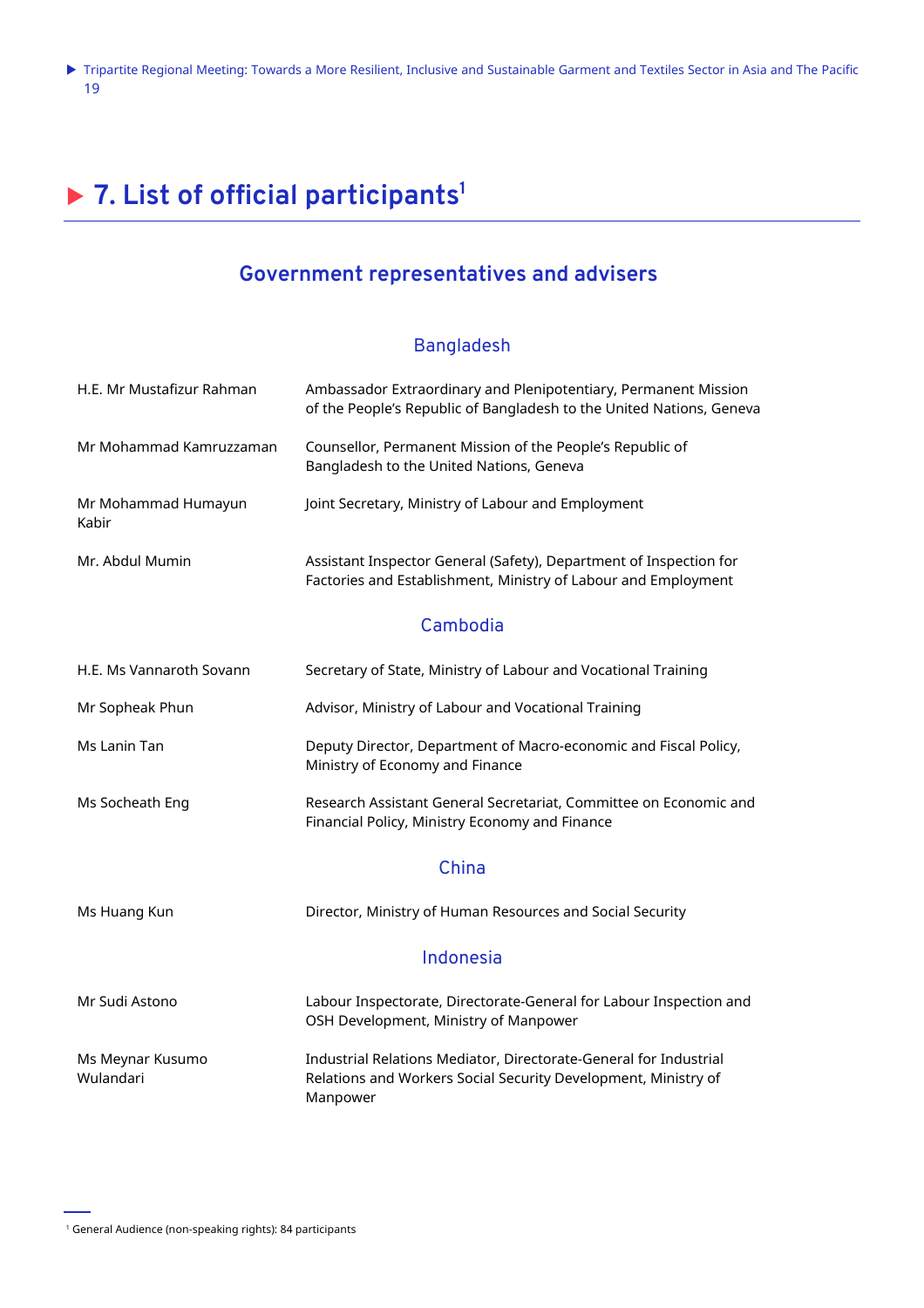# 7. List of official participants[1]

## Government representatives and advisers

### Bangladesh

| | |
|---|---|
| H.E. Mr Mustafizur Rahman | Ambassador Extraordinary and Plenipotentiary, Permanent Mission of the People's Republic of Bangladesh to the United Nations, Geneva |
| Mr Mohammad Kamruzzaman | Counsellor, Permanent Mission of the People's Republic of Bangladesh to the United Nations, Geneva |
| Mr Mohammad Humayun Kabir | Joint Secretary, Ministry of Labour and Employment |
| Mr. Abdul Mumin | Assistant Inspector General (Safety), Department of Inspection for Factories and Establishment, Ministry of Labour and Employment |

### Cambodia

| | |
|---|---|
| H.E. Ms Vannaroth Sovann | Secretary of State, Ministry of Labour and Vocational Training |
| Mr Sopheak Phun | Advisor, Ministry of Labour and Vocational Training |
| Ms Lanin Tan | Deputy Director, Department of Macro-economic and Fiscal Policy, Ministry of Economy and Finance |
| Ms Socheath Eng | Research Assistant General Secretariat, Committee on Economic and Financial Policy, Ministry Economy and Finance |

### China

| | |
|---|---|
| Ms Huang Kun | Director, Ministry of Human Resources and Social Security |

### Indonesia

| | |
|---|---|
| Mr Sudi Astono | Labour Inspectorate, Directorate-General for Labour Inspection and OSH Development, Ministry of Manpower |
| Ms Meynar Kusumo Wulandari | Industrial Relations Mediator, Directorate-General for Industrial Relations and Workers Social Security Development, Ministry of Manpower |

[1] General Audience (non-speaking rights): 84 participants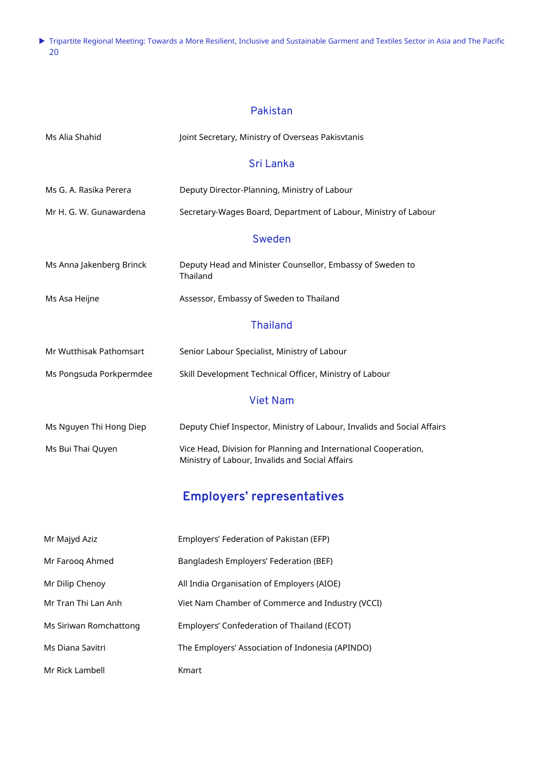## Pakistan

| | |
|---|---|
| Ms Alia Shahid | Joint Secretary, Ministry of Overseas Pakisvtanis |

## Sri Lanka

| | |
|---|---|
| Ms G. A. Rasika Perera | Deputy Director-Planning, Ministry of Labour |
| Mr H. G. W. Gunawardena | Secretary-Wages Board, Department of Labour, Ministry of Labour |

## Sweden

| | |
|---|---|
| Ms Anna Jakenberg Brinck | Deputy Head and Minister Counsellor, Embassy of Sweden to Thailand |
| Ms Asa Heijne | Assessor, Embassy of Sweden to Thailand |

## Thailand

| | |
|---|---|
| Mr Wutthisak Pathomsart | Senior Labour Specialist, Ministry of Labour |
| Ms Pongsuda Porkpermdee | Skill Development Technical Officer, Ministry of Labour |

## Viet Nam

| | |
|---|---|
| Ms Nguyen Thi Hong Diep | Deputy Chief Inspector, Ministry of Labour, Invalids and Social Affairs |
| Ms Bui Thai Quyen | Vice Head, Division for Planning and International Cooperation, Ministry of Labour, Invalids and Social Affairs |

# Employers' representatives

| | |
|---|---|
| Mr Majyd Aziz | Employers' Federation of Pakistan (EFP) |
| Mr Farooq Ahmed | Bangladesh Employers' Federation (BEF) |
| Mr Dilip Chenoy | All India Organisation of Employers (AIOE) |
| Mr Tran Thi Lan Anh | Viet Nam Chamber of Commerce and Industry (VCCI) |
| Ms Siriwan Romchattong | Employers' Confederation of Thailand (ECOT) |
| Ms Diana Savitri | The Employers' Association of Indonesia (APINDO) |
| Mr Rick Lambell | Kmart |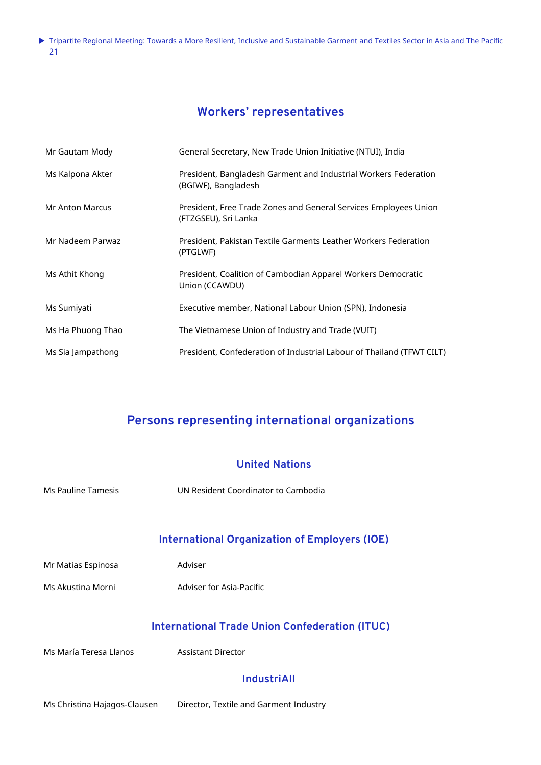## Workers' representatives

| | |
|---|---|
| Mr Gautam Mody | General Secretary, New Trade Union Initiative (NTUI), India |
| Ms Kalpona Akter | President, Bangladesh Garment and Industrial Workers Federation (BGIWF), Bangladesh |
| Mr Anton Marcus | President, Free Trade Zones and General Services Employees Union (FTZGSEU), Sri Lanka |
| Mr Nadeem Parwaz | President, Pakistan Textile Garments Leather Workers Federation (PTGLWF) |
| Ms Athit Khong | President, Coalition of Cambodian Apparel Workers Democratic Union (CCAWDU) |
| Ms Sumiyati | Executive member, National Labour Union (SPN), Indonesia |
| Ms Ha Phuong Thao | The Vietnamese Union of Industry and Trade (VUIT) |
| Ms Sia Jampathong | President, Confederation of Industrial Labour of Thailand (TFWT CILT) |

## Persons representing international organizations

### United Nations

| | |
|---|---|
| Ms Pauline Tamesis | UN Resident Coordinator to Cambodia |

### International Organization of Employers (IOE)

| | |
|---|---|
| Mr Matias Espinosa | Adviser |
| Ms Akustina Morni | Adviser for Asia-Pacific |

### International Trade Union Confederation (ITUC)

| | |
|---|---|
| Ms María Teresa Llanos | Assistant Director |

### IndustriAll

| | |
|---|---|
| Ms Christina Hajagos-Clausen | Director, Textile and Garment Industry |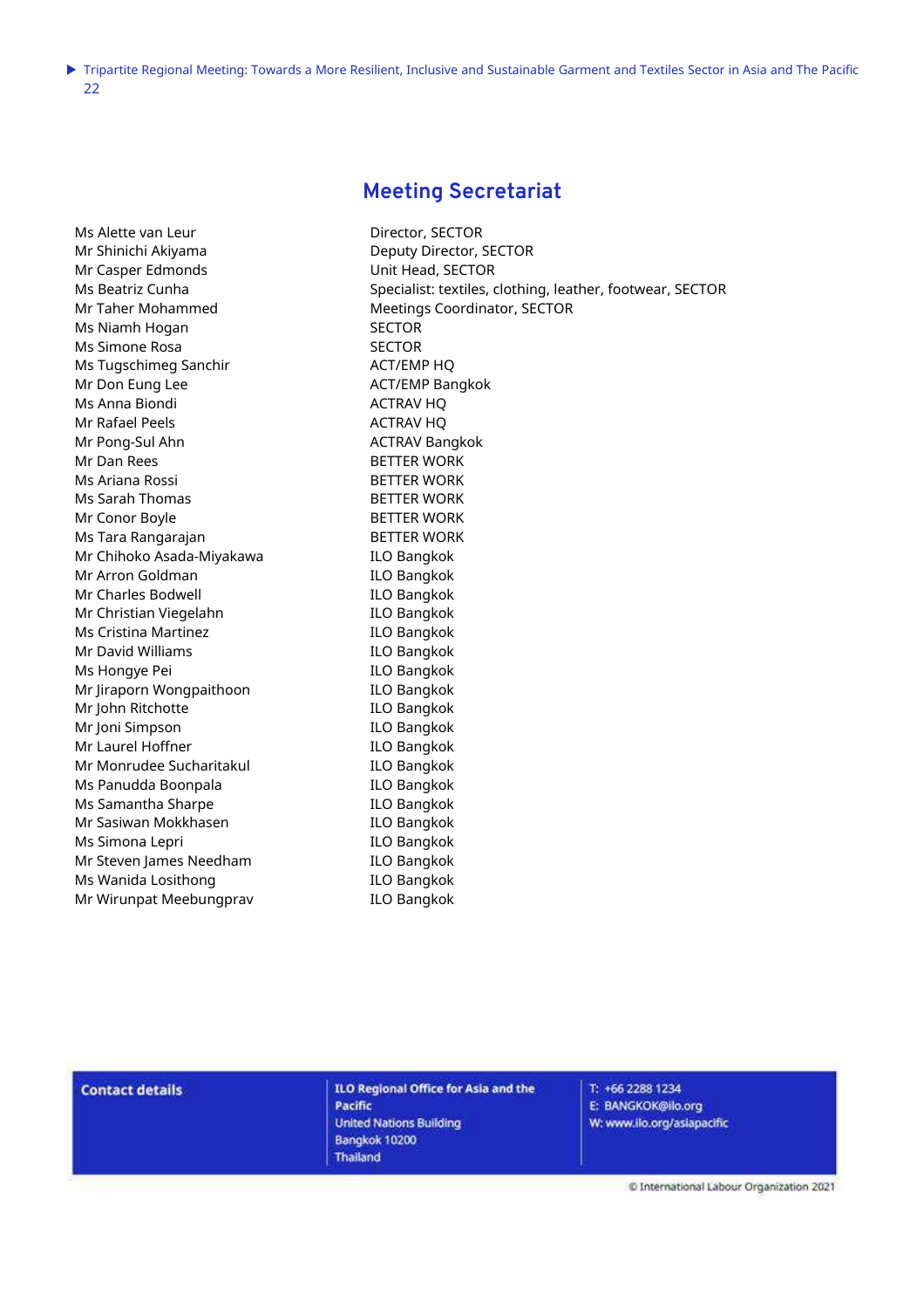## Meeting Secretariat

| | |
|---|---|
| Ms Alette van Leur | Director, SECTOR |
| Mr Shinichi Akiyama | Deputy Director, SECTOR |
| Mr Casper Edmonds | Unit Head, SECTOR |
| Ms Beatriz Cunha | Specialist: textiles, clothing, leather, footwear, SECTOR |
| Mr Taher Mohammed | Meetings Coordinator, SECTOR |
| Ms Niamh Hogan | SECTOR |
| Ms Simone Rosa | SECTOR |
| Ms Tugschimeg Sanchir | ACT/EMP HQ |
| Mr Don Eung Lee | ACT/EMP Bangkok |
| Ms Anna Biondi | ACTRAV HQ |
| Mr Rafael Peels | ACTRAV HQ |
| Mr Pong-Sul Ahn | ACTRAV Bangkok |
| Mr Dan Rees | BETTER WORK |
| Ms Ariana Rossi | BETTER WORK |
| Ms Sarah Thomas | BETTER WORK |
| Mr Conor Boyle | BETTER WORK |
| Ms Tara Rangarajan | BETTER WORK |
| Mr Chihoko Asada-Miyakawa | ILO Bangkok |
| Mr Arron Goldman | ILO Bangkok |
| Mr Charles Bodwell | ILO Bangkok |
| Mr Christian Viegelahn | ILO Bangkok |
| Ms Cristina Martinez | ILO Bangkok |
| Mr David Williams | ILO Bangkok |
| Ms Hongye Pei | ILO Bangkok |
| Mr Jiraporn Wongpaithoon | ILO Bangkok |
| Mr John Ritchotte | ILO Bangkok |
| Mr Joni Simpson | ILO Bangkok |
| Mr Laurel Hoffner | ILO Bangkok |
| Mr Monrudee Sucharitakul | ILO Bangkok |
| Ms Panudda Boonpala | ILO Bangkok |
| Ms Samantha Sharpe | ILO Bangkok |
| Mr Sasiwan Mokkhasen | ILO Bangkok |
| Ms Simona Lepri | ILO Bangkok |
| Mr Steven James Needham | ILO Bangkok |
| Ms Wanida Losithong | ILO Bangkok |
| Mr Wirunpat Meebungprav | ILO Bangkok |

| Contact details | ILO Regional Office for Asia and the Pacific<br>United Nations Building<br>Bangkok 10200<br>Thailand | T: +66 2288 1234<br>E: BANGKOK@ilo.org<br>W: www.ilo.org/asiapacific |
|---|---|---|

© International Labour Organization 2021